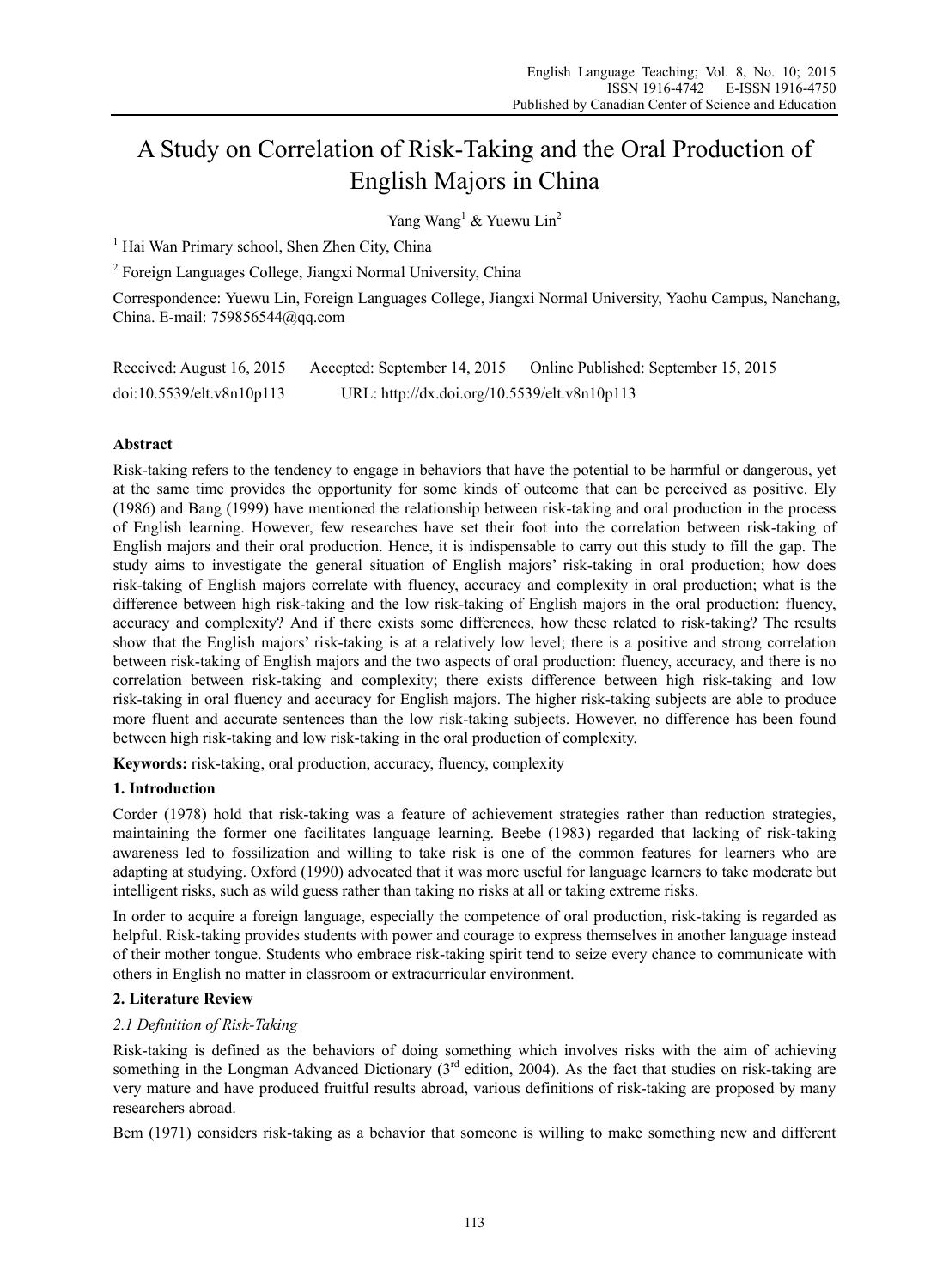# A Study on Correlation of Risk-Taking and the Oral Production of English Majors in China

Yang Wang[1] & Yuewu Lin[2]

[1] Hai Wan Primary school, Shen Zhen City, China

[2] Foreign Languages College, Jiangxi Normal University, China

Correspondence: Yuewu Lin, Foreign Languages College, Jiangxi Normal University, Yaohu Campus, Nanchang, China. E-mail: 759856544@qq.com

Received: August 16, 2015 Accepted: September 14, 2015 Online Published: September 15, 2015

doi:10.5539/elt.v8n10p113 URL: http://dx.doi.org/10.5539/elt.v8n10p113

## Abstract

Risk-taking refers to the tendency to engage in behaviors that have the potential to be harmful or dangerous, yet at the same time provides the opportunity for some kinds of outcome that can be perceived as positive. Ely (1986) and Bang (1999) have mentioned the relationship between risk-taking and oral production in the process of English learning. However, few researches have set their foot into the correlation between risk-taking of English majors and their oral production. Hence, it is indispensable to carry out this study to fill the gap. The study aims to investigate the general situation of English majors' risk-taking in oral production; how does risk-taking of English majors correlate with fluency, accuracy and complexity in oral production; what is the difference between high risk-taking and the low risk-taking of English majors in the oral production: fluency, accuracy and complexity? And if there exists some differences, how these related to risk-taking? The results show that the English majors' risk-taking is at a relatively low level; there is a positive and strong correlation between risk-taking of English majors and the two aspects of oral production: fluency, accuracy, and there is no correlation between risk-taking and complexity; there exists difference between high risk-taking and low risk-taking in oral fluency and accuracy for English majors. The higher risk-taking subjects are able to produce more fluent and accurate sentences than the low risk-taking subjects. However, no difference has been found between high risk-taking and low risk-taking in the oral production of complexity.

**Keywords:** risk-taking, oral production, accuracy, fluency, complexity

## 1. Introduction

Corder (1978) hold that risk-taking was a feature of achievement strategies rather than reduction strategies, maintaining the former one facilitates language learning. Beebe (1983) regarded that lacking of risk-taking awareness led to fossilization and willing to take risk is one of the common features for learners who are adapting at studying. Oxford (1990) advocated that it was more useful for language learners to take moderate but intelligent risks, such as wild guess rather than taking no risks at all or taking extreme risks.

In order to acquire a foreign language, especially the competence of oral production, risk-taking is regarded as helpful. Risk-taking provides students with power and courage to express themselves in another language instead of their mother tongue. Students who embrace risk-taking spirit tend to seize every chance to communicate with others in English no matter in classroom or extracurricular environment.

## 2. Literature Review

### *2.1 Definition of Risk-Taking*

Risk-taking is defined as the behaviors of doing something which involves risks with the aim of achieving something in the Longman Advanced Dictionary (3rd edition, 2004). As the fact that studies on risk-taking are very mature and have produced fruitful results abroad, various definitions of risk-taking are proposed by many researchers abroad.

Bem (1971) considers risk-taking as a behavior that someone is willing to make something new and different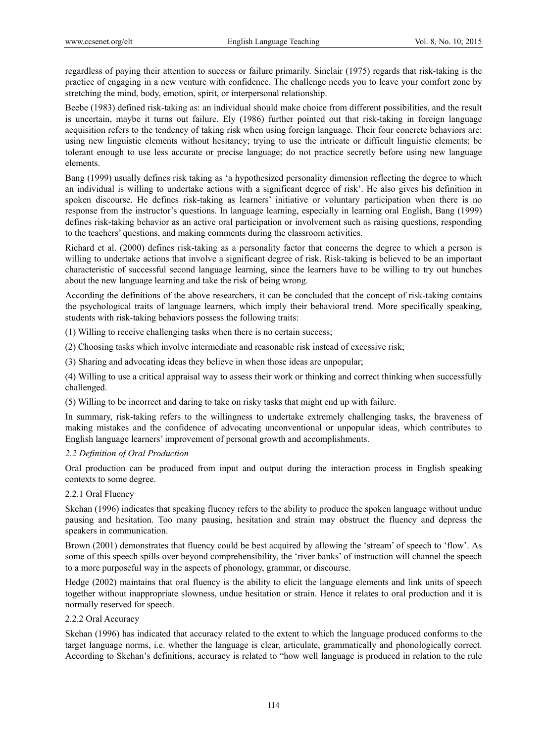regardless of paying their attention to success or failure primarily. Sinclair (1975) regards that risk-taking is the practice of engaging in a new venture with confidence. The challenge needs you to leave your comfort zone by stretching the mind, body, emotion, spirit, or interpersonal relationship.

Beebe (1983) defined risk-taking as: an individual should make choice from different possibilities, and the result is uncertain, maybe it turns out failure. Ely (1986) further pointed out that risk-taking in foreign language acquisition refers to the tendency of taking risk when using foreign language. Their four concrete behaviors are: using new linguistic elements without hesitancy; trying to use the intricate or difficult linguistic elements; be tolerant enough to use less accurate or precise language; do not practice secretly before using new language elements.

Bang (1999) usually defines risk taking as 'a hypothesized personality dimension reflecting the degree to which an individual is willing to undertake actions with a significant degree of risk'. He also gives his definition in spoken discourse. He defines risk-taking as learners' initiative or voluntary participation when there is no response from the instructor's questions. In language learning, especially in learning oral English, Bang (1999) defines risk-taking behavior as an active oral participation or involvement such as raising questions, responding to the teachers' questions, and making comments during the classroom activities.

Richard et al. (2000) defines risk-taking as a personality factor that concerns the degree to which a person is willing to undertake actions that involve a significant degree of risk. Risk-taking is believed to be an important characteristic of successful second language learning, since the learners have to be willing to try out hunches about the new language learning and take the risk of being wrong.

According the definitions of the above researchers, it can be concluded that the concept of risk-taking contains the psychological traits of language learners, which imply their behavioral trend. More specifically speaking, students with risk-taking behaviors possess the following traits:

(1) Willing to receive challenging tasks when there is no certain success;

(2) Choosing tasks which involve intermediate and reasonable risk instead of excessive risk;

(3) Sharing and advocating ideas they believe in when those ideas are unpopular;

(4) Willing to use a critical appraisal way to assess their work or thinking and correct thinking when successfully challenged.

(5) Willing to be incorrect and daring to take on risky tasks that might end up with failure.

In summary, risk-taking refers to the willingness to undertake extremely challenging tasks, the braveness of making mistakes and the confidence of advocating unconventional or unpopular ideas, which contributes to English language learners' improvement of personal growth and accomplishments.

### *2.2 Definition of Oral Production*

Oral production can be produced from input and output during the interaction process in English speaking contexts to some degree.

#### 2.2.1 Oral Fluency

Skehan (1996) indicates that speaking fluency refers to the ability to produce the spoken language without undue pausing and hesitation. Too many pausing, hesitation and strain may obstruct the fluency and depress the speakers in communication.

Brown (2001) demonstrates that fluency could be best acquired by allowing the 'stream' of speech to 'flow'. As some of this speech spills over beyond comprehensibility, the 'river banks' of instruction will channel the speech to a more purposeful way in the aspects of phonology, grammar, or discourse.

Hedge (2002) maintains that oral fluency is the ability to elicit the language elements and link units of speech together without inappropriate slowness, undue hesitation or strain. Hence it relates to oral production and it is normally reserved for speech.

#### 2.2.2 Oral Accuracy

Skehan (1996) has indicated that accuracy related to the extent to which the language produced conforms to the target language norms, i.e. whether the language is clear, articulate, grammatically and phonologically correct. According to Skehan's definitions, accuracy is related to "how well language is produced in relation to the rule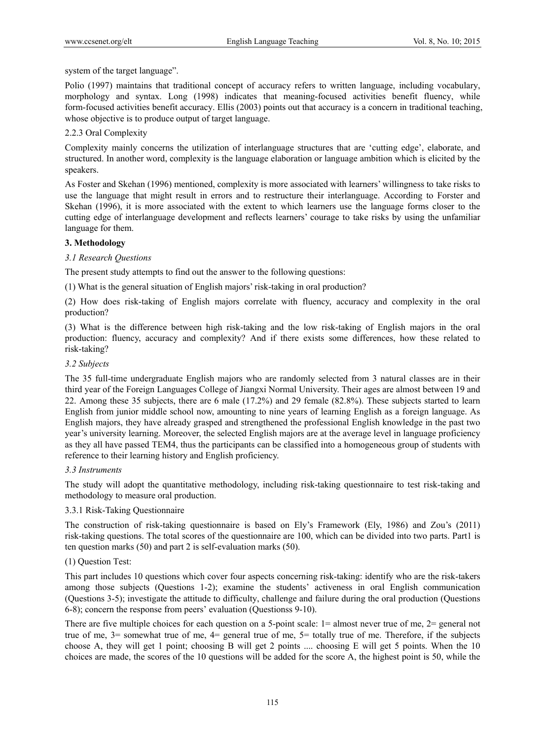system of the target language".

Polio (1997) maintains that traditional concept of accuracy refers to written language, including vocabulary, morphology and syntax. Long (1998) indicates that meaning-focused activities benefit fluency, while form-focused activities benefit accuracy. Ellis (2003) points out that accuracy is a concern in traditional teaching, whose objective is to produce output of target language.

#### 2.2.3 Oral Complexity

Complexity mainly concerns the utilization of interlanguage structures that are 'cutting edge', elaborate, and structured. In another word, complexity is the language elaboration or language ambition which is elicited by the speakers.

As Foster and Skehan (1996) mentioned, complexity is more associated with learners' willingness to take risks to use the language that might result in errors and to restructure their interlanguage. According to Forster and Skehan (1996), it is more associated with the extent to which learners use the language forms closer to the cutting edge of interlanguage development and reflects learners' courage to take risks by using the unfamiliar language for them.

## 3. Methodology

### *3.1 Research Questions*

The present study attempts to find out the answer to the following questions:

(1) What is the general situation of English majors' risk-taking in oral production?

(2) How does risk-taking of English majors correlate with fluency, accuracy and complexity in the oral production?

(3) What is the difference between high risk-taking and the low risk-taking of English majors in the oral production: fluency, accuracy and complexity? And if there exists some differences, how these related to risk-taking?

### *3.2 Subjects*

The 35 full-time undergraduate English majors who are randomly selected from 3 natural classes are in their third year of the Foreign Languages College of Jiangxi Normal University. Their ages are almost between 19 and 22. Among these 35 subjects, there are 6 male (17.2%) and 29 female (82.8%). These subjects started to learn English from junior middle school now, amounting to nine years of learning English as a foreign language. As English majors, they have already grasped and strengthened the professional English knowledge in the past two year's university learning. Moreover, the selected English majors are at the average level in language proficiency as they all have passed TEM4, thus the participants can be classified into a homogeneous group of students with reference to their learning history and English proficiency.

### *3.3 Instruments*

The study will adopt the quantitative methodology, including risk-taking questionnaire to test risk-taking and methodology to measure oral production.

#### 3.3.1 Risk-Taking Questionnaire

The construction of risk-taking questionnaire is based on Ely's Framework (Ely, 1986) and Zou's (2011) risk-taking questions. The total scores of the questionnaire are 100, which can be divided into two parts. Part1 is ten question marks (50) and part 2 is self-evaluation marks (50).

(1) Question Test:

This part includes 10 questions which cover four aspects concerning risk-taking: identify who are the risk-takers among those subjects (Questions 1-2); examine the students' activeness in oral English communication (Questions 3-5); investigate the attitude to difficulty, challenge and failure during the oral production (Questions 6-8); concern the response from peers' evaluation (Questionss 9-10).

There are five multiple choices for each question on a 5-point scale: 1= almost never true of me, 2= general not true of me, 3= somewhat true of me, 4= general true of me, 5= totally true of me. Therefore, if the subjects choose A, they will get 1 point; choosing B will get 2 points .... choosing E will get 5 points. When the 10 choices are made, the scores of the 10 questions will be added for the score A, the highest point is 50, while the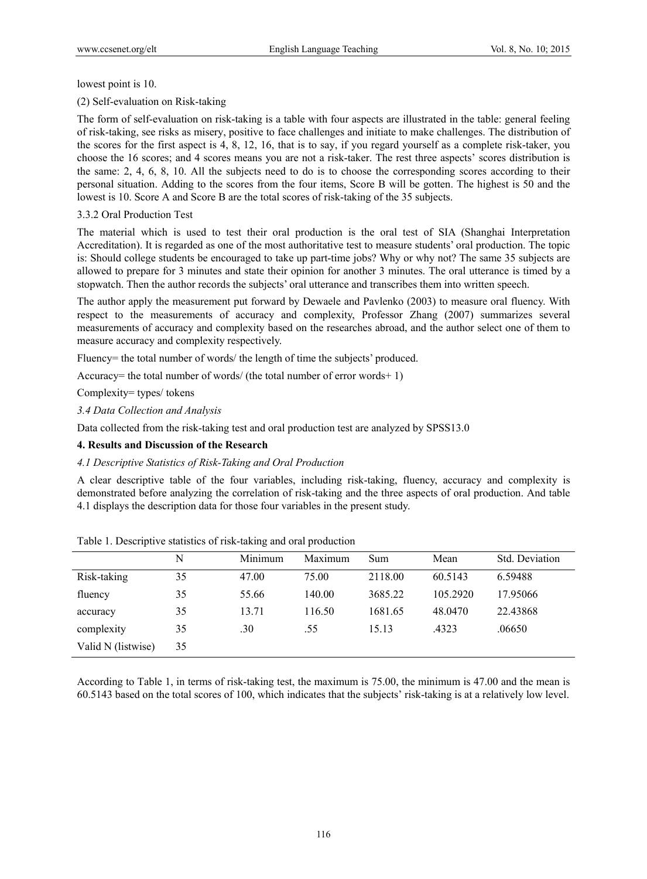lowest point is 10.

(2) Self-evaluation on Risk-taking

The form of self-evaluation on risk-taking is a table with four aspects are illustrated in the table: general feeling of risk-taking, see risks as misery, positive to face challenges and initiate to make challenges. The distribution of the scores for the first aspect is 4, 8, 12, 16, that is to say, if you regard yourself as a complete risk-taker, you choose the 16 scores; and 4 scores means you are not a risk-taker. The rest three aspects' scores distribution is the same: 2, 4, 6, 8, 10. All the subjects need to do is to choose the corresponding scores according to their personal situation. Adding to the scores from the four items, Score B will be gotten. The highest is 50 and the lowest is 10. Score A and Score B are the total scores of risk-taking of the 35 subjects.

3.3.2 Oral Production Test

The material which is used to test their oral production is the oral test of SIA (Shanghai Interpretation Accreditation). It is regarded as one of the most authoritative test to measure students' oral production. The topic is: Should college students be encouraged to take up part-time jobs? Why or why not? The same 35 subjects are allowed to prepare for 3 minutes and state their opinion for another 3 minutes. The oral utterance is timed by a stopwatch. Then the author records the subjects' oral utterance and transcribes them into written speech.

The author apply the measurement put forward by Dewaele and Pavlenko (2003) to measure oral fluency. With respect to the measurements of accuracy and complexity, Professor Zhang (2007) summarizes several measurements of accuracy and complexity based on the researches abroad, and the author select one of them to measure accuracy and complexity respectively.

Fluency= the total number of words/ the length of time the subjects' produced.

Accuracy= the total number of words/ (the total number of error words+ 1)

Complexity= types/ tokens

*3.4 Data Collection and Analysis*

Data collected from the risk-taking test and oral production test are analyzed by SPSS13.0

## 4. Results and Discussion of the Research

*4.1 Descriptive Statistics of Risk-Taking and Oral Production*

A clear descriptive table of the four variables, including risk-taking, fluency, accuracy and complexity is demonstrated before analyzing the correlation of risk-taking and the three aspects of oral production. And table 4.1 displays the description data for those four variables in the present study.

Table 1. Descriptive statistics of risk-taking and oral production

| | N | Minimum | Maximum | Sum | Mean | Std. Deviation |
|---|---|---|---|---|---|---|
| Risk-taking | 35 | 47.00 | 75.00 | 2118.00 | 60.5143 | 6.59488 |
| fluency | 35 | 55.66 | 140.00 | 3685.22 | 105.2920 | 17.95066 |
| accuracy | 35 | 13.71 | 116.50 | 1681.65 | 48.0470 | 22.43868 |
| complexity | 35 | .30 | .55 | 15.13 | .4323 | .06650 |
| Valid N (listwise) | 35 | | | | | |

According to Table 1, in terms of risk-taking test, the maximum is 75.00, the minimum is 47.00 and the mean is 60.5143 based on the total scores of 100, which indicates that the subjects' risk-taking is at a relatively low level.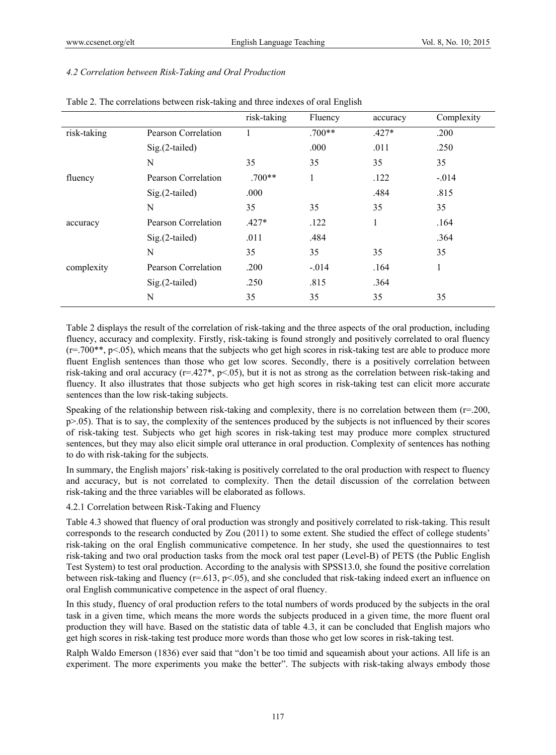*4.2 Correlation between Risk-Taking and Oral Production*

Table 2. The correlations between risk-taking and three indexes of oral English

| | | risk-taking | Fluency | accuracy | Complexity |
|---|---|---|---|---|---|
| risk-taking | Pearson Correlation | 1 | .700** | .427* | .200 |
| | Sig.(2-tailed) | | .000 | .011 | .250 |
| | N | 35 | 35 | 35 | 35 |
| fluency | Pearson Correlation | .700** | 1 | .122 | -.014 |
| | Sig.(2-tailed) | .000 | | .484 | .815 |
| | N | 35 | 35 | 35 | 35 |
| accuracy | Pearson Correlation | .427* | .122 | 1 | .164 |
| | Sig.(2-tailed) | .011 | .484 | | .364 |
| | N | 35 | 35 | 35 | 35 |
| complexity | Pearson Correlation | .200 | -.014 | .164 | 1 |
| | Sig.(2-tailed) | .250 | .815 | .364 | |
| | N | 35 | 35 | 35 | 35 |

Table 2 displays the result of the correlation of risk-taking and the three aspects of the oral production, including fluency, accuracy and complexity. Firstly, risk-taking is found strongly and positively correlated to oral fluency ($r=.700^{**}$, $p<.05$), which means that the subjects who get high scores in risk-taking test are able to produce more fluent English sentences than those who get low scores. Secondly, there is a positively correlation between risk-taking and oral accuracy ($r=.427^{*}$, $p<.05$), but it is not as strong as the correlation between risk-taking and fluency. It also illustrates that those subjects who get high scores in risk-taking test can elicit more accurate sentences than the low risk-taking subjects.

Speaking of the relationship between risk-taking and complexity, there is no correlation between them ($r=.200$, $p>.05$). That is to say, the complexity of the sentences produced by the subjects is not influenced by their scores of risk-taking test. Subjects who get high scores in risk-taking test may produce more complex structured sentences, but they may also elicit simple oral utterance in oral production. Complexity of sentences has nothing to do with risk-taking for the subjects.

In summary, the English majors' risk-taking is positively correlated to the oral production with respect to fluency and accuracy, but is not correlated to complexity. Then the detail discussion of the correlation between risk-taking and the three variables will be elaborated as follows.

4.2.1 Correlation between Risk-Taking and Fluency

Table 4.3 showed that fluency of oral production was strongly and positively correlated to risk-taking. This result corresponds to the research conducted by Zou (2011) to some extent. She studied the effect of college students' risk-taking on the oral English communicative competence. In her study, she used the questionnaires to test risk-taking and two oral production tasks from the mock oral test paper (Level-B) of PETS (the Public English Test System) to test oral production. According to the analysis with SPSS13.0, she found the positive correlation between risk-taking and fluency ($r=.613$, $p<.05$), and she concluded that risk-taking indeed exert an influence on oral English communicative competence in the aspect of oral fluency.

In this study, fluency of oral production refers to the total numbers of words produced by the subjects in the oral task in a given time, which means the more words the subjects produced in a given time, the more fluent oral production they will have. Based on the statistic data of table 4.3, it can be concluded that English majors who get high scores in risk-taking test produce more words than those who get low scores in risk-taking test.

Ralph Waldo Emerson (1836) ever said that "don't be too timid and squeamish about your actions. All life is an experiment. The more experiments you make the better". The subjects with risk-taking always embody those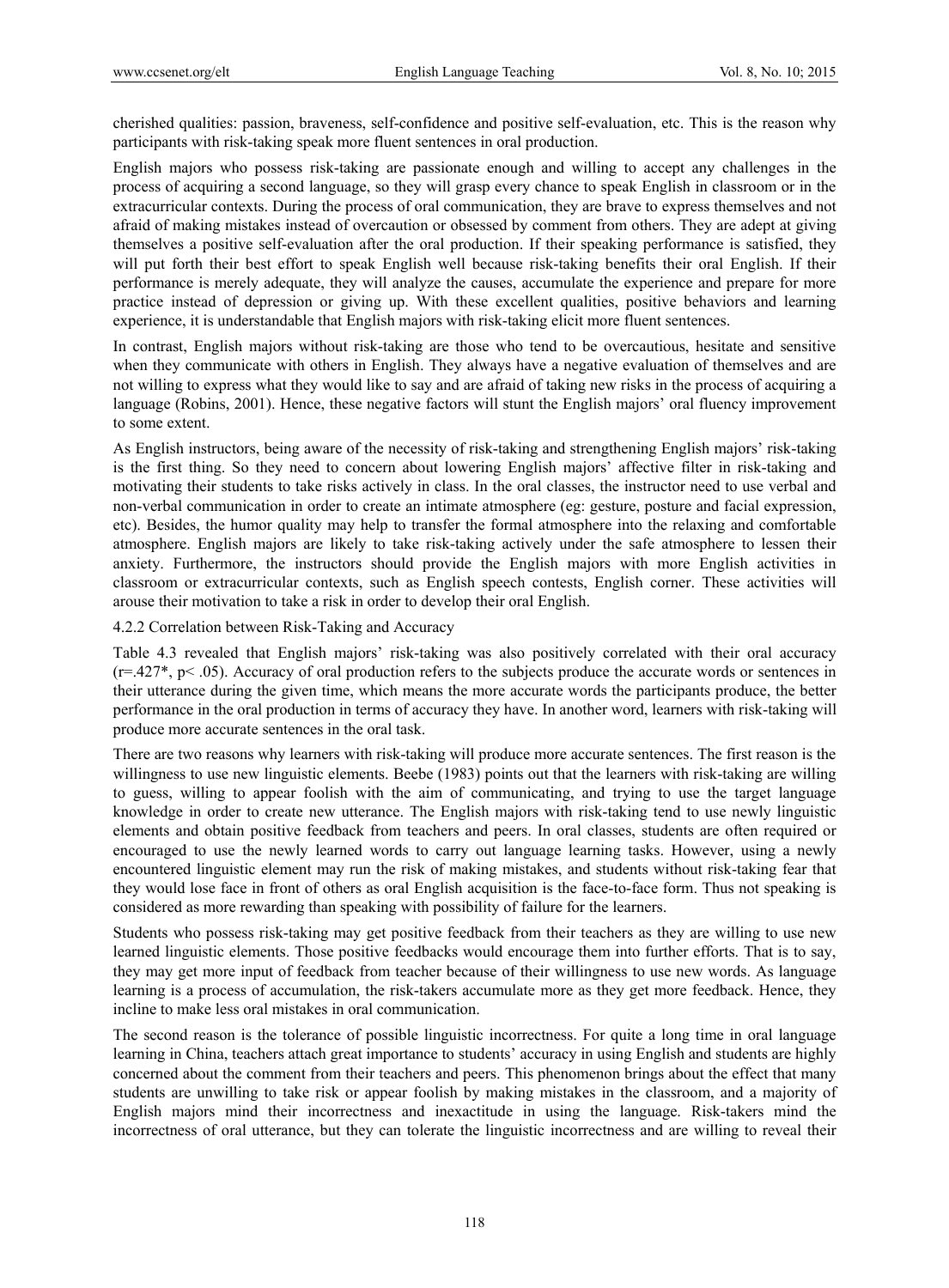cherished qualities: passion, braveness, self-confidence and positive self-evaluation, etc. This is the reason why participants with risk-taking speak more fluent sentences in oral production.

English majors who possess risk-taking are passionate enough and willing to accept any challenges in the process of acquiring a second language, so they will grasp every chance to speak English in classroom or in the extracurricular contexts. During the process of oral communication, they are brave to express themselves and not afraid of making mistakes instead of overcaution or obsessed by comment from others. They are adept at giving themselves a positive self-evaluation after the oral production. If their speaking performance is satisfied, they will put forth their best effort to speak English well because risk-taking benefits their oral English. If their performance is merely adequate, they will analyze the causes, accumulate the experience and prepare for more practice instead of depression or giving up. With these excellent qualities, positive behaviors and learning experience, it is understandable that English majors with risk-taking elicit more fluent sentences.

In contrast, English majors without risk-taking are those who tend to be overcautious, hesitate and sensitive when they communicate with others in English. They always have a negative evaluation of themselves and are not willing to express what they would like to say and are afraid of taking new risks in the process of acquiring a language (Robins, 2001). Hence, these negative factors will stunt the English majors' oral fluency improvement to some extent.

As English instructors, being aware of the necessity of risk-taking and strengthening English majors' risk-taking is the first thing. So they need to concern about lowering English majors' affective filter in risk-taking and motivating their students to take risks actively in class. In the oral classes, the instructor need to use verbal and non-verbal communication in order to create an intimate atmosphere (eg: gesture, posture and facial expression, etc). Besides, the humor quality may help to transfer the formal atmosphere into the relaxing and comfortable atmosphere. English majors are likely to take risk-taking actively under the safe atmosphere to lessen their anxiety. Furthermore, the instructors should provide the English majors with more English activities in classroom or extracurricular contexts, such as English speech contests, English corner. These activities will arouse their motivation to take a risk in order to develop their oral English.

#### 4.2.2 Correlation between Risk-Taking and Accuracy

Table 4.3 revealed that English majors' risk-taking was also positively correlated with their oral accuracy ($r=.427^*$, $p< .05$). Accuracy of oral production refers to the subjects produce the accurate words or sentences in their utterance during the given time, which means the more accurate words the participants produce, the better performance in the oral production in terms of accuracy they have. In another word, learners with risk-taking will produce more accurate sentences in the oral task.

There are two reasons why learners with risk-taking will produce more accurate sentences. The first reason is the willingness to use new linguistic elements. Beebe (1983) points out that the learners with risk-taking are willing to guess, willing to appear foolish with the aim of communicating, and trying to use the target language knowledge in order to create new utterance. The English majors with risk-taking tend to use newly linguistic elements and obtain positive feedback from teachers and peers. In oral classes, students are often required or encouraged to use the newly learned words to carry out language learning tasks. However, using a newly encountered linguistic element may run the risk of making mistakes, and students without risk-taking fear that they would lose face in front of others as oral English acquisition is the face-to-face form. Thus not speaking is considered as more rewarding than speaking with possibility of failure for the learners.

Students who possess risk-taking may get positive feedback from their teachers as they are willing to use new learned linguistic elements. Those positive feedbacks would encourage them into further efforts. That is to say, they may get more input of feedback from teacher because of their willingness to use new words. As language learning is a process of accumulation, the risk-takers accumulate more as they get more feedback. Hence, they incline to make less oral mistakes in oral communication.

The second reason is the tolerance of possible linguistic incorrectness. For quite a long time in oral language learning in China, teachers attach great importance to students' accuracy in using English and students are highly concerned about the comment from their teachers and peers. This phenomenon brings about the effect that many students are unwilling to take risk or appear foolish by making mistakes in the classroom, and a majority of English majors mind their incorrectness and inexactitude in using the language. Risk-takers mind the incorrectness of oral utterance, but they can tolerate the linguistic incorrectness and are willing to reveal their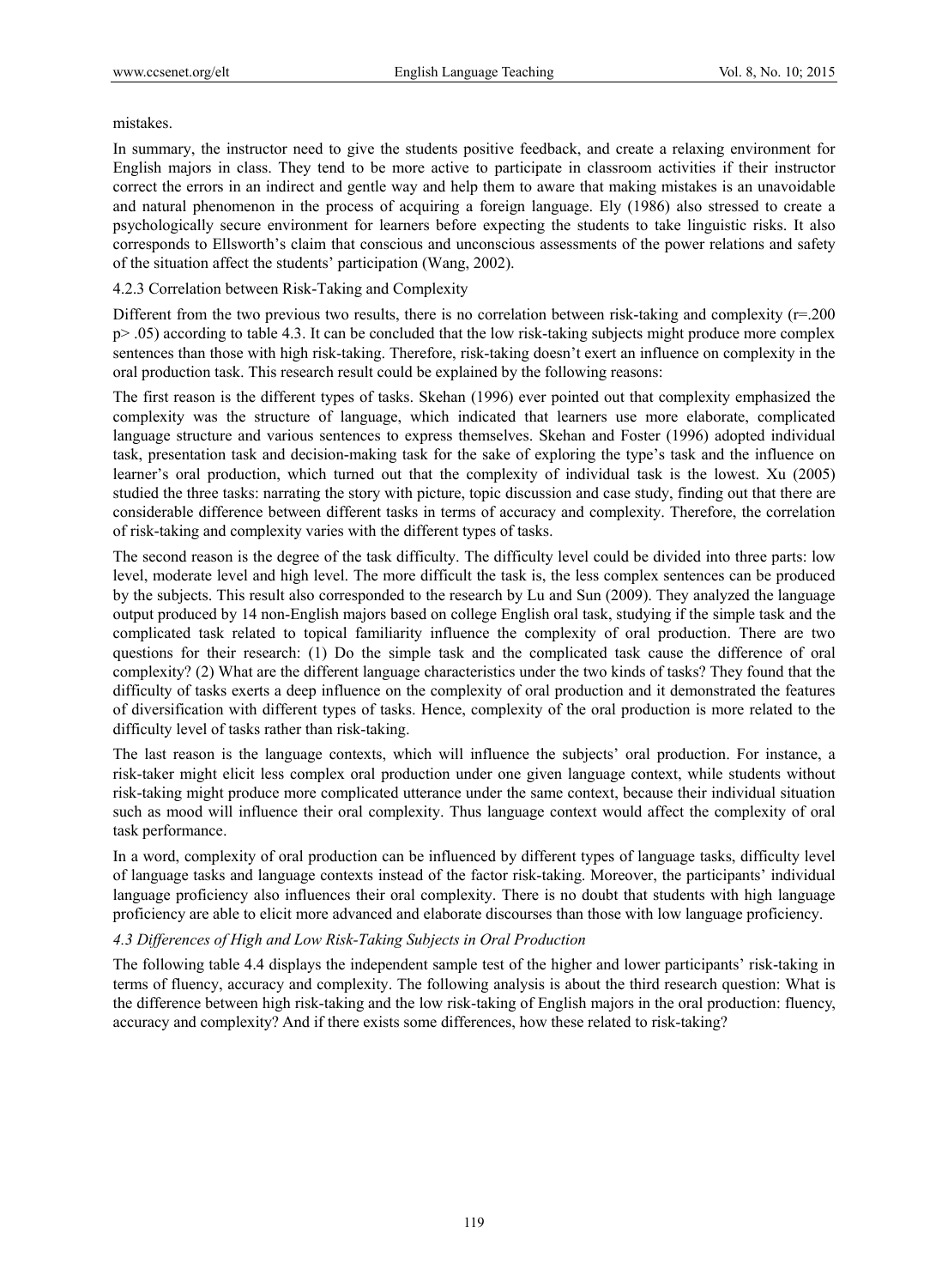mistakes.

In summary, the instructor need to give the students positive feedback, and create a relaxing environment for English majors in class. They tend to be more active to participate in classroom activities if their instructor correct the errors in an indirect and gentle way and help them to aware that making mistakes is an unavoidable and natural phenomenon in the process of acquiring a foreign language. Ely (1986) also stressed to create a psychologically secure environment for learners before expecting the students to take linguistic risks. It also corresponds to Ellsworth's claim that conscious and unconscious assessments of the power relations and safety of the situation affect the students' participation (Wang, 2002).

#### 4.2.3 Correlation between Risk-Taking and Complexity

Different from the two previous two results, there is no correlation between risk-taking and complexity ($r=.200$ $p> .05$) according to table 4.3. It can be concluded that the low risk-taking subjects might produce more complex sentences than those with high risk-taking. Therefore, risk-taking doesn't exert an influence on complexity in the oral production task. This research result could be explained by the following reasons:

The first reason is the different types of tasks. Skehan (1996) ever pointed out that complexity emphasized the complexity was the structure of language, which indicated that learners use more elaborate, complicated language structure and various sentences to express themselves. Skehan and Foster (1996) adopted individual task, presentation task and decision-making task for the sake of exploring the type's task and the influence on learner's oral production, which turned out that the complexity of individual task is the lowest. Xu (2005) studied the three tasks: narrating the story with picture, topic discussion and case study, finding out that there are considerable difference between different tasks in terms of accuracy and complexity. Therefore, the correlation of risk-taking and complexity varies with the different types of tasks.

The second reason is the degree of the task difficulty. The difficulty level could be divided into three parts: low level, moderate level and high level. The more difficult the task is, the less complex sentences can be produced by the subjects. This result also corresponded to the research by Lu and Sun (2009). They analyzed the language output produced by 14 non-English majors based on college English oral task, studying if the simple task and the complicated task related to topical familiarity influence the complexity of oral production. There are two questions for their research: (1) Do the simple task and the complicated task cause the difference of oral complexity? (2) What are the different language characteristics under the two kinds of tasks? They found that the difficulty of tasks exerts a deep influence on the complexity of oral production and it demonstrated the features of diversification with different types of tasks. Hence, complexity of the oral production is more related to the difficulty level of tasks rather than risk-taking.

The last reason is the language contexts, which will influence the subjects' oral production. For instance, a risk-taker might elicit less complex oral production under one given language context, while students without risk-taking might produce more complicated utterance under the same context, because their individual situation such as mood will influence their oral complexity. Thus language context would affect the complexity of oral task performance.

In a word, complexity of oral production can be influenced by different types of language tasks, difficulty level of language tasks and language contexts instead of the factor risk-taking. Moreover, the participants' individual language proficiency also influences their oral complexity. There is no doubt that students with high language proficiency are able to elicit more advanced and elaborate discourses than those with low language proficiency.

### *4.3 Differences of High and Low Risk-Taking Subjects in Oral Production*

The following table 4.4 displays the independent sample test of the higher and lower participants' risk-taking in terms of fluency, accuracy and complexity. The following analysis is about the third research question: What is the difference between high risk-taking and the low risk-taking of English majors in the oral production: fluency, accuracy and complexity? And if there exists some differences, how these related to risk-taking?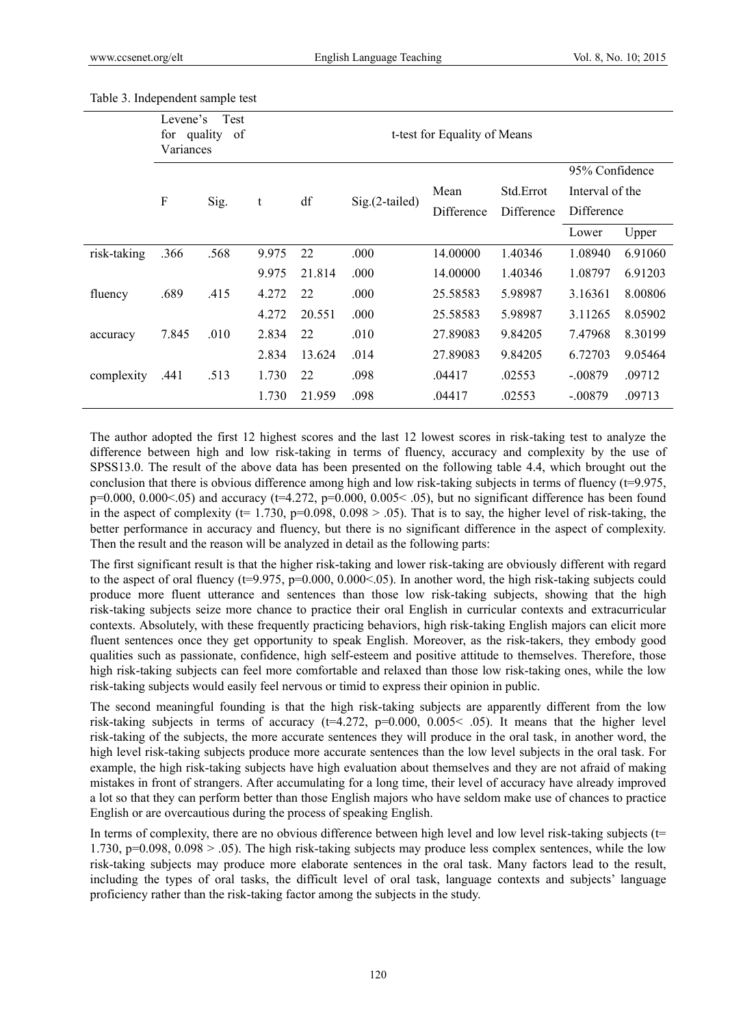Table 3. Independent sample test

| | Levene's Test for quality of Variances | | t-test for Equality of Means | | | | | | |
|---|---|---|---|---|---|---|---|---|---|
| | F | Sig. | t | df | Sig.(2-tailed) | Mean Difference | Std.Errot Difference | 95% Confidence Interval of the Difference | |
| | | | | | | | | Lower | Upper |
| risk-taking | .366 | .568 | 9.975 | 22 | .000 | 14.00000 | 1.40346 | 1.08940 | 6.91060 |
| | | | 9.975 | 21.814 | .000 | 14.00000 | 1.40346 | 1.08797 | 6.91203 |
| fluency | .689 | .415 | 4.272 | 22 | .000 | 25.58583 | 5.98987 | 3.16361 | 8.00806 |
| | | | 4.272 | 20.551 | .000 | 25.58583 | 5.98987 | 3.11265 | 8.05902 |
| accuracy | 7.845 | .010 | 2.834 | 22 | .010 | 27.89083 | 9.84205 | 7.47968 | 8.30199 |
| | | | 2.834 | 13.624 | .014 | 27.89083 | 9.84205 | 6.72703 | 9.05464 |
| complexity | .441 | .513 | 1.730 | 22 | .098 | .04417 | .02553 | -.00879 | .09712 |
| | | | 1.730 | 21.959 | .098 | .04417 | .02553 | -.00879 | .09713 |

The author adopted the first 12 highest scores and the last 12 lowest scores in risk-taking test to analyze the difference between high and low risk-taking in terms of fluency, accuracy and complexity by the use of SPSS13.0. The result of the above data has been presented on the following table 4.4, which brought out the conclusion that there is obvious difference among high and low risk-taking subjects in terms of fluency ($t=9.975$, $p=0.000$, $0.000<.05$) and accuracy ($t=4.272$, $p=0.000$, $0.005< .05$), but no significant difference has been found in the aspect of complexity ($t= 1.730$, $p=0.098$, $0.098 > .05$). That is to say, the higher level of risk-taking, the better performance in accuracy and fluency, but there is no significant difference in the aspect of complexity. Then the result and the reason will be analyzed in detail as the following parts:

The first significant result is that the higher risk-taking and lower risk-taking are obviously different with regard to the aspect of oral fluency ($t=9.975$, $p=0.000$, $0.000<.05$). In another word, the high risk-taking subjects could produce more fluent utterance and sentences than those low risk-taking subjects, showing that the high risk-taking subjects seize more chance to practice their oral English in curricular contexts and extracurricular contexts. Absolutely, with these frequently practicing behaviors, high risk-taking English majors can elicit more fluent sentences once they get opportunity to speak English. Moreover, as the risk-takers, they embody good qualities such as passionate, confidence, high self-esteem and positive attitude to themselves. Therefore, those high risk-taking subjects can feel more comfortable and relaxed than those low risk-taking ones, while the low risk-taking subjects would easily feel nervous or timid to express their opinion in public.

The second meaningful founding is that the high risk-taking subjects are apparently different from the low risk-taking subjects in terms of accuracy ($t=4.272$, $p=0.000$, $0.005< .05$). It means that the higher level risk-taking of the subjects, the more accurate sentences they will produce in the oral task, in another word, the high level risk-taking subjects produce more accurate sentences than the low level subjects in the oral task. For example, the high risk-taking subjects have high evaluation about themselves and they are not afraid of making mistakes in front of strangers. After accumulating for a long time, their level of accuracy have already improved a lot so that they can perform better than those English majors who have seldom make use of chances to practice English or are overcautious during the process of speaking English.

In terms of complexity, there are no obvious difference between high level and low level risk-taking subjects ($t= 1.730$, $p=0.098$, $0.098 > .05$). The high risk-taking subjects may produce less complex sentences, while the low risk-taking subjects may produce more elaborate sentences in the oral task. Many factors lead to the result, including the types of oral tasks, the difficult level of oral task, language contexts and subjects' language proficiency rather than the risk-taking factor among the subjects in the study.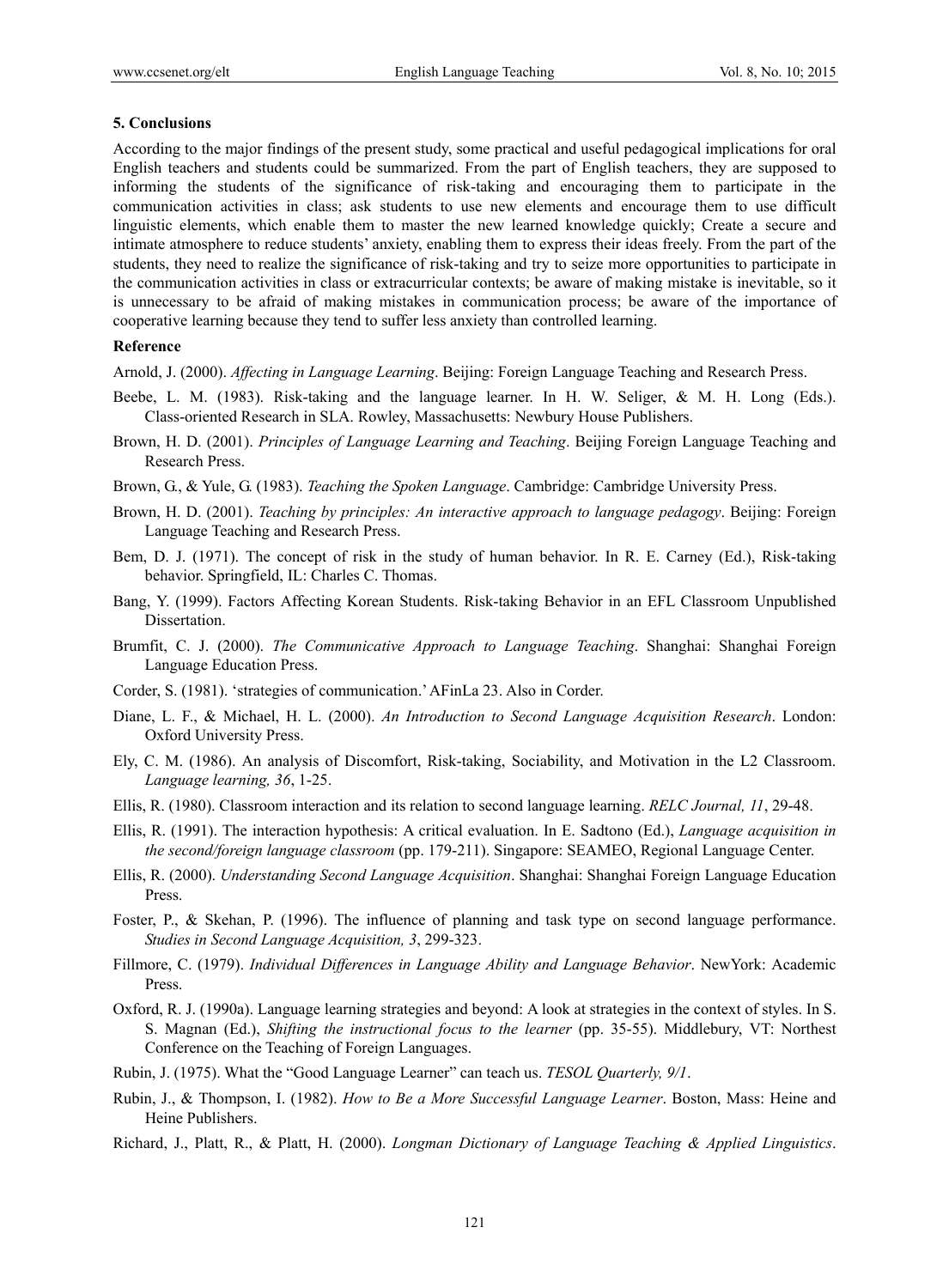## 5. Conclusions

According to the major findings of the present study, some practical and useful pedagogical implications for oral English teachers and students could be summarized. From the part of English teachers, they are supposed to informing the students of the significance of risk-taking and encouraging them to participate in the communication activities in class; ask students to use new elements and encourage them to use difficult linguistic elements, which enable them to master the new learned knowledge quickly; Create a secure and intimate atmosphere to reduce students' anxiety, enabling them to express their ideas freely. From the part of the students, they need to realize the significance of risk-taking and try to seize more opportunities to participate in the communication activities in class or extracurricular contexts; be aware of making mistake is inevitable, so it is unnecessary to be afraid of making mistakes in communication process; be aware of the importance of cooperative learning because they tend to suffer less anxiety than controlled learning.

## Reference

Arnold, J. (2000). *Affecting in Language Learning*. Beijing: Foreign Language Teaching and Research Press.

Beebe, L. M. (1983). Risk-taking and the language learner. In H. W. Seliger, & M. H. Long (Eds.). Class-oriented Research in SLA. Rowley, Massachusetts: Newbury House Publishers.

Brown, H. D. (2001). *Principles of Language Learning and Teaching*. Beijing Foreign Language Teaching and Research Press.

Brown, G., & Yule, G. (1983). *Teaching the Spoken Language*. Cambridge: Cambridge University Press.

Brown, H. D. (2001). *Teaching by principles: An interactive approach to language pedagogy*. Beijing: Foreign Language Teaching and Research Press.

Bem, D. J. (1971). The concept of risk in the study of human behavior. In R. E. Carney (Ed.), Risk-taking behavior. Springfield, IL: Charles C. Thomas.

Bang, Y. (1999). Factors Affecting Korean Students. Risk-taking Behavior in an EFL Classroom Unpublished Dissertation.

Brumfit, C. J. (2000). *The Communicative Approach to Language Teaching*. Shanghai: Shanghai Foreign Language Education Press.

Corder, S. (1981). 'strategies of communication.' AFinLa 23. Also in Corder.

Diane, L. F., & Michael, H. L. (2000). *An Introduction to Second Language Acquisition Research*. London: Oxford University Press.

Ely, C. M. (1986). An analysis of Discomfort, Risk-taking, Sociability, and Motivation in the L2 Classroom. *Language learning, 36*, 1-25.

Ellis, R. (1980). Classroom interaction and its relation to second language learning. *RELC Journal, 11*, 29-48.

Ellis, R. (1991). The interaction hypothesis: A critical evaluation. In E. Sadtono (Ed.), *Language acquisition in the second/foreign language classroom* (pp. 179-211). Singapore: SEAMEO, Regional Language Center.

Ellis, R. (2000). *Understanding Second Language Acquisition*. Shanghai: Shanghai Foreign Language Education Press.

Foster, P., & Skehan, P. (1996). The influence of planning and task type on second language performance. *Studies in Second Language Acquisition, 3*, 299-323.

Fillmore, C. (1979). *Individual Differences in Language Ability and Language Behavior*. NewYork: Academic Press.

Oxford, R. J. (1990a). Language learning strategies and beyond: A look at strategies in the context of styles. In S. S. Magnan (Ed.), *Shifting the instructional focus to the learner* (pp. 35-55). Middlebury, VT: Northest Conference on the Teaching of Foreign Languages.

Rubin, J. (1975). What the "Good Language Learner" can teach us. *TESOL Quarterly, 9/1*.

Rubin, J., & Thompson, I. (1982). *How to Be a More Successful Language Learner*. Boston, Mass: Heine and Heine Publishers.

Richard, J., Platt, R., & Platt, H. (2000). *Longman Dictionary of Language Teaching & Applied Linguistics*.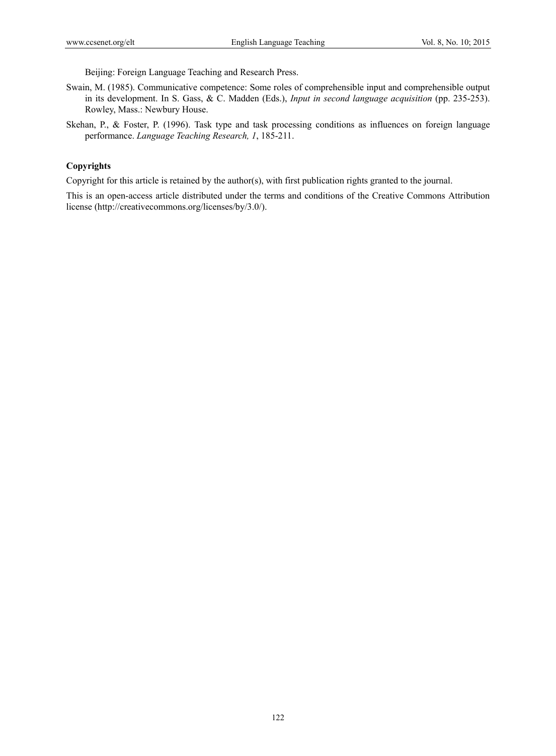Beijing: Foreign Language Teaching and Research Press.

Swain, M. (1985). Communicative competence: Some roles of comprehensible input and comprehensible output in its development. In S. Gass, & C. Madden (Eds.), *Input in second language acquisition* (pp. 235-253). Rowley, Mass.: Newbury House.

Skehan, P., & Foster, P. (1996). Task type and task processing conditions as influences on foreign language performance. *Language Teaching Research, 1*, 185-211.

**Copyrights**

Copyright for this article is retained by the author(s), with first publication rights granted to the journal.

This is an open-access article distributed under the terms and conditions of the Creative Commons Attribution license (http://creativecommons.org/licenses/by/3.0/).